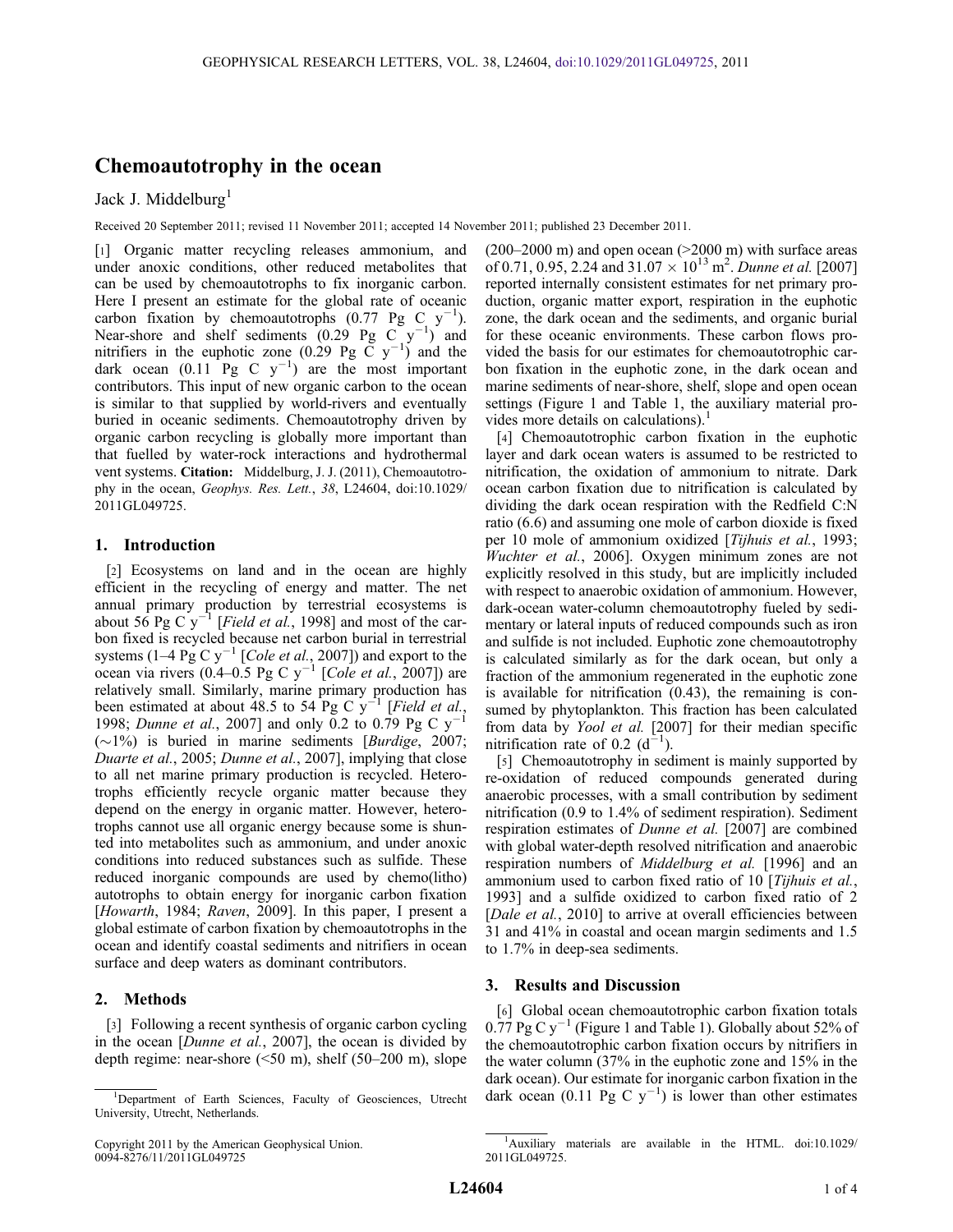# Chemoautotrophy in the ocean

Jack J. Middelburg[1]

Received 20 September 2011; revised 11 November 2011; accepted 14 November 2011; published 23 December 2011.

[1] Organic matter recycling releases ammonium, and under anoxic conditions, other reduced metabolites that can be used by chemoautotrophs to fix inorganic carbon. Here I present an estimate for the global rate of oceanic carbon fixation by chemoautotrophs (0.77 Pg C $y^{-1}$). Near-shore and shelf sediments (0.29 Pg C $y^{-1}$) and nitrifiers in the euphotic zone (0.29 Pg C $y^{-1}$) and the dark ocean (0.11 Pg C $y^{-1}$) are the most important contributors. This input of new organic carbon to the ocean is similar to that supplied by world-rivers and eventually buried in oceanic sediments. Chemoautotrophy driven by organic carbon recycling is globally more important than that fuelled by water-rock interactions and hydrothermal vent systems. **Citation:** Middelburg, J. J. (2011), Chemoautotrophy in the ocean, *Geophys. Res. Lett.*, *38*, L24604, doi:10.1029/2011GL049725.

## 1. Introduction

[2] Ecosystems on land and in the ocean are highly efficient in the recycling of energy and matter. The net annual primary production by terrestrial ecosystems is about 56 Pg C $y^{-1}$ [*Field et al.*, 1998] and most of the carbon fixed is recycled because net carbon burial in terrestrial systems (1–4 Pg C $y^{-1}$ [*Cole et al.*, 2007]) and export to the ocean via rivers (0.4–0.5 Pg C $y^{-1}$ [*Cole et al.*, 2007]) are relatively small. Similarly, marine primary production has been estimated at about 48.5 to 54 Pg C $y^{-1}$ [*Field et al.*, 1998; *Dunne et al.*, 2007] and only 0.2 to 0.79 Pg C $y^{-1}$ (~1%) is buried in marine sediments [*Burdige*, 2007; *Duarte et al.*, 2005; *Dunne et al.*, 2007], implying that close to all net marine primary production is recycled. Heterotrophs efficiently recycle organic matter because they depend on the energy in organic matter. However, heterotrophs cannot use all organic energy because some is shunted into metabolites such as ammonium, and under anoxic conditions into reduced substances such as sulfide. These reduced inorganic compounds are used by chemo(litho) autotrophs to obtain energy for inorganic carbon fixation [*Howarth*, 1984; *Raven*, 2009]. In this paper, I present a global estimate of carbon fixation by chemoautotrophs in the ocean and identify coastal sediments and nitrifiers in ocean surface and deep waters as dominant contributors.

## 2. Methods

[3] Following a recent synthesis of organic carbon cycling in the ocean [*Dunne et al.*, 2007], the ocean is divided by depth regime: near-shore (<50 m), shelf (50–200 m), slope (200–2000 m) and open ocean (>2000 m) with surface areas of 0.71, 0.95, 2.24 and 31.07 × $10^{13}$ $m^2$. *Dunne et al.* [2007] reported internally consistent estimates for net primary production, organic matter export, respiration in the euphotic zone, the dark ocean and the sediments, and organic burial for these oceanic environments. These carbon flows provided the basis for our estimates for chemoautotrophic carbon fixation in the euphotic zone, in the dark ocean and marine sediments of near-shore, shelf, slope and open ocean settings (Figure 1 and Table 1, the auxiliary material provides more details on calculations).[1]

[4] Chemoautotrophic carbon fixation in the euphotic layer and dark ocean waters is assumed to be restricted to nitrification, the oxidation of ammonium to nitrate. Dark ocean carbon fixation due to nitrification is calculated by dividing the dark ocean respiration with the Redfield C:N ratio (6.6) and assuming one mole of carbon dioxide is fixed per 10 mole of ammonium oxidized [*Tijhuis et al.*, 1993; *Wuchter et al.*, 2006]. Oxygen minimum zones are not explicitly resolved in this study, but are implicitly included with respect to anaerobic oxidation of ammonium. However, dark-ocean water-column chemoautotrophy fueled by sedimentary or lateral inputs of reduced compounds such as iron and sulfide is not included. Euphotic zone chemoautotrophy is calculated similarly as for the dark ocean, but only a fraction of the ammonium regenerated in the euphotic zone is available for nitrification (0.43), the remaining is consumed by phytoplankton. This fraction has been calculated from data by *Yool et al.* [2007] for their median specific nitrification rate of 0.2 ($d^{-1}$).

[5] Chemoautotrophy in sediment is mainly supported by re-oxidation of reduced compounds generated during anaerobic processes, with a small contribution by sediment nitrification (0.9 to 1.4% of sediment respiration). Sediment respiration estimates of *Dunne et al.* [2007] are combined with global water-depth resolved nitrification and anaerobic respiration numbers of *Middelburg et al.* [1996] and an ammonium used to carbon fixed ratio of 10 [*Tijhuis et al.*, 1993] and a sulfide oxidized to carbon fixed ratio of 2 [*Dale et al.*, 2010] to arrive at overall efficiencies between 31 and 41% in coastal and ocean margin sediments and 1.5 to 1.7% in deep-sea sediments.

## 3. Results and Discussion

[6] Global ocean chemoautotrophic carbon fixation totals 0.77 Pg C $y^{-1}$ (Figure 1 and Table 1). Globally about 52% of the chemoautotrophic carbon fixation occurs by nitrifiers in the water column (37% in the euphotic zone and 15% in the dark ocean). Our estimate for inorganic carbon fixation in the dark ocean (0.11 Pg C $y^{-1}$) is lower than other estimates

[1] Department of Earth Sciences, Faculty of Geosciences, Utrecht University, Utrecht, Netherlands.

Copyright 2011 by the American Geophysical Union.
0094-8276/11/2011GL049725

[1] Auxiliary materials are available in the HTML. doi:10.1029/2011GL049725.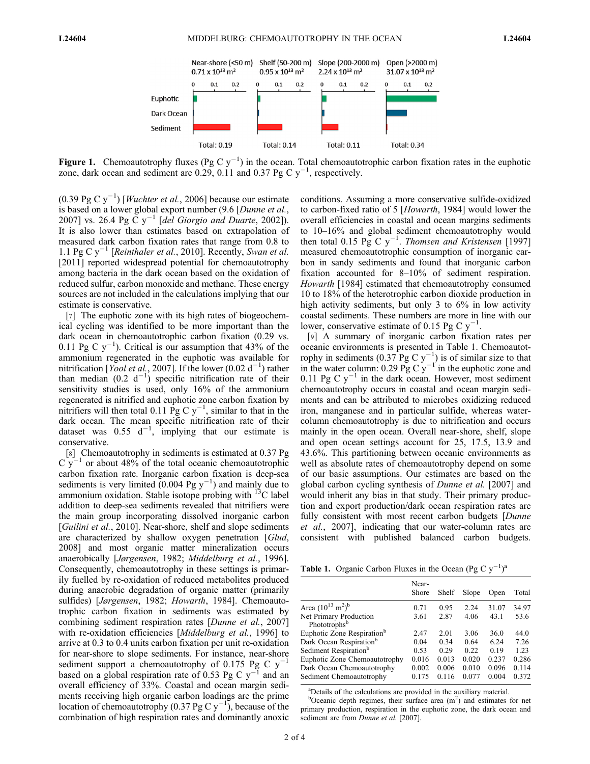Figure 1. Chemoautotrophy fluxes (Pg C $y^{-1}$) in the ocean. Total chemoautotrophic carbon fixation rates in the euphotic zone, dark ocean and sediment are 0.29, 0.11 and 0.37 Pg C $y^{-1}$, respectively.

(0.39 Pg C $y^{-1}$) [*Wuchter et al.*, 2006] because our estimate is based on a lower global export number (9.6 [*Dunne et al.*, 2007] vs. 26.4 Pg C $y^{-1}$ [*del Giorgio and Duarte*, 2002]). It is also lower than estimates based on extrapolation of measured dark carbon fixation rates that range from 0.8 to 1.1 Pg C $y^{-1}$ [*Reinthaler et al.*, 2010]. Recently, *Swan et al.* [2011] reported widespread potential for chemoautotrophy among bacteria in the dark ocean based on the oxidation of reduced sulfur, carbon monoxide and methane. These energy sources are not included in the calculations implying that our estimate is conservative.

[7] The euphotic zone with its high rates of biogeochemical cycling was identified to be more important than the dark ocean in chemoautotrophic carbon fixation (0.29 vs. 0.11 Pg C $y^{-1}$). Critical is our assumption that 43% of the ammonium regenerated in the euphotic was available for nitrification [*Yool et al.*, 2007]. If the lower (0.02 $d^{-1}$) rather than median (0.2 $d^{-1}$) specific nitrification rate of their sensitivity studies is used, only 16% of the ammonium regenerated is nitrified and euphotic zone carbon fixation by nitrifiers will then total 0.11 Pg C $y^{-1}$, similar to that in the dark ocean. The mean specific nitrification rate of their dataset was 0.55 $d^{-1}$, implying that our estimate is conservative.

[8] Chemoautotrophy in sediments is estimated at 0.37 Pg C $y^{-1}$ or about 48% of the total oceanic chemoautotrophic carbon fixation rate. Inorganic carbon fixation is deep-sea sediments is very limited (0.004 Pg $y^{-1}$) and mainly due to ammonium oxidation. Stable isotope probing with $^{13}$C label addition to deep-sea sediments revealed that nitrifiers were the main group incorporating dissolved inorganic carbon [*Guilini et al.*, 2010]. Near-shore, shelf and slope sediments are characterized by shallow oxygen penetration [*Glud*, 2008] and most organic matter mineralization occurs anaerobically [*Jørgensen*, 1982; *Middelburg et al.*, 1996]. Consequently, chemoautotrophy in these settings is primarily fuelled by re-oxidation of reduced metabolites produced during anaerobic degradation of organic matter (primarily sulfides) [*Jørgensen*, 1982; *Howarth*, 1984]. Chemoautotrophic carbon fixation in sediments was estimated by combining sediment respiration rates [*Dunne et al.*, 2007] with re-oxidation efficiencies [*Middelburg et al.*, 1996] to arrive at 0.3 to 0.4 units carbon fixation per unit re-oxidation for near-shore to slope sediments. For instance, near-shore sediment support a chemoautotrophy of 0.175 Pg C $y^{-1}$ based on a global respiration rate of 0.53 Pg C $y^{-1}$ and an overall efficiency of 33%. Coastal and ocean margin sediments receiving high organic carbon loadings are the prime location of chemoautotrophy (0.37 Pg C $y^{-1}$), because of the combination of high respiration rates and dominantly anoxic conditions. Assuming a more conservative sulfide-oxidized to carbon-fixed ratio of 5 [*Howarth*, 1984] would lower the overall efficiencies in coastal and ocean margins sediments to 10–16% and global sediment chemoautotrophy would then total 0.15 Pg C $y^{-1}$. *Thomsen and Kristensen* [1997] measured chemoautotrophic consumption of inorganic carbon in sandy sediments and found that inorganic carbon fixation accounted for 8–10% of sediment respiration. *Howarth* [1984] estimated that chemoautotrophy consumed 10 to 18% of the heterotrophic carbon dioxide production in high activity sediments, but only 3 to 6% in low activity coastal sediments. These numbers are more in line with our lower, conservative estimate of 0.15 Pg C $y^{-1}$.

[9] A summary of inorganic carbon fixation rates per oceanic environments is presented in Table 1. Chemoautotrophy in sediments (0.37 Pg C $y^{-1}$) is of similar size to that in the water column: 0.29 Pg C $y^{-1}$ in the euphotic zone and 0.11 Pg C $y^{-1}$ in the dark ocean. However, most sediment chemoautotrophy occurs in coastal and ocean margin sediments and can be attributed to microbes oxidizing reduced iron, manganese and in particular sulfide, whereas water-column chemoautotrophy is due to nitrification and occurs mainly in the open ocean. Overall near-shore, shelf, slope and open ocean settings account for 25, 17.5, 13.9 and 43.6%. This partitioning between oceanic environments as well as absolute rates of chemoautotrophy depend on some of our basic assumptions. Our estimates are based on the global carbon cycling synthesis of *Dunne et al.* [2007] and would inherit any bias in that study. Their primary production and export production/dark ocean respiration rates are fully consistent with most recent carbon budgets [*Dunne et al.*, 2007], indicating that our water-column rates are consistent with published balanced carbon budgets.

Table 1. Organic Carbon Fluxes in the Ocean (Pg C $y^{-1}$)[a]

| | Near-Shore | Shelf | Slope | Open | Total |
|---|---|---|---|---|---|
| Area ($10^{13}$ $m^2$)[b] | 0.71 | 0.95 | 2.24 | 31.07 | 34.97 |
| Net Primary Production Phototrophs[b] | 3.61 | 2.87 | 4.06 | 43.1 | 53.6 |
| Euphotic Zone Respiration[b] | 2.47 | 2.01 | 3.06 | 36.0 | 44.0 |
| Dark Ocean Respiration[b] | 0.04 | 0.34 | 0.64 | 6.24 | 7.26 |
| Sediment Respiration[b] | 0.53 | 0.29 | 0.22 | 0.19 | 1.23 |
| Euphotic Zone Chemoautotrophy | 0.016 | 0.013 | 0.020 | 0.237 | 0.286 |
| Dark Ocean Chemoautotrophy | 0.002 | 0.006 | 0.010 | 0.096 | 0.114 |
| Sediment Chemoautotrophy | 0.175 | 0.116 | 0.077 | 0.004 | 0.372 |

[a]Details of the calculations are provided in the auxiliary material.
[b]Oceanic depth regimes, their surface area ($m^2$) and estimates for net primary production, respiration in the euphotic zone, the dark ocean and sediment are from *Dunne et al.* [2007].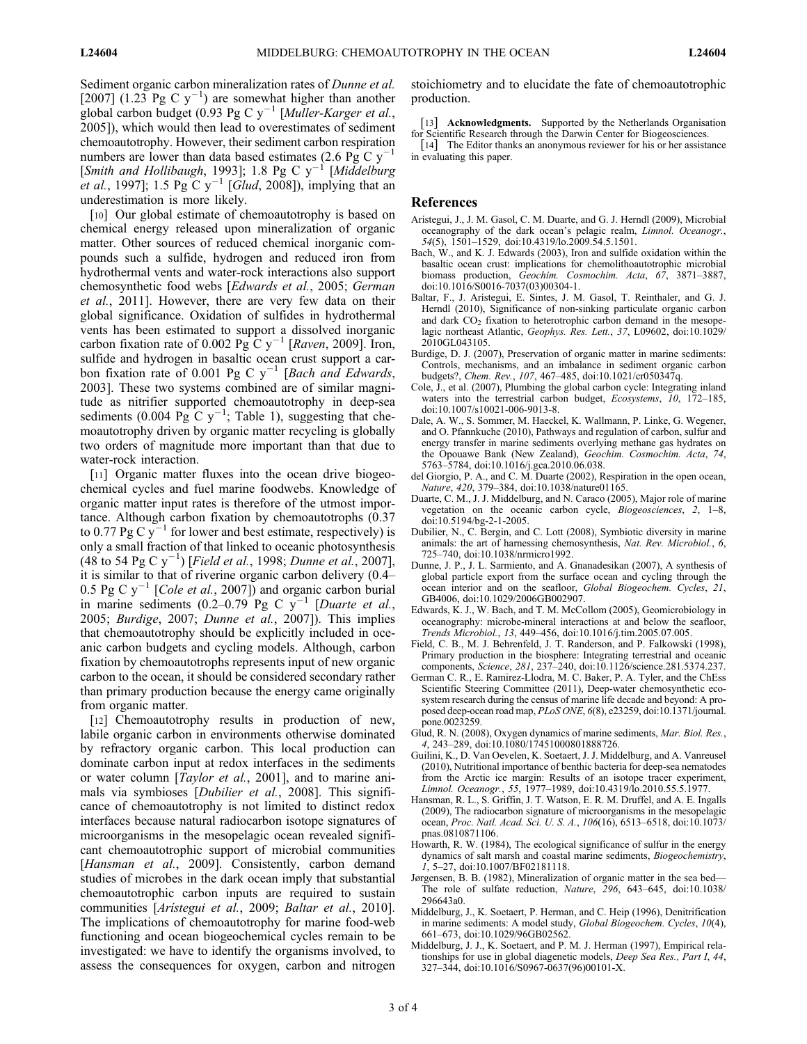Sediment organic carbon mineralization rates of *Dunne et al.* [2007] (1.23 Pg C $y^{-1}$) are somewhat higher than another global carbon budget (0.93 Pg C $y^{-1}$ [*Muller-Karger et al.*, 2005]), which would then lead to overestimates of sediment chemoautotrophy. However, their sediment carbon respiration numbers are lower than data based estimates (2.6 Pg C $y^{-1}$ [*Smith and Hollibaugh*, 1993]; 1.8 Pg C $y^{-1}$ [*Middelburg et al.*, 1997]; 1.5 Pg C $y^{-1}$ [*Glud*, 2008]), implying that an underestimation is more likely.

[10] Our global estimate of chemoautotrophy is based on chemical energy released upon mineralization of organic matter. Other sources of reduced chemical inorganic compounds such a sulfide, hydrogen and reduced iron from hydrothermal vents and water-rock interactions also support chemosynthetic food webs [*Edwards et al.*, 2005; *German et al.*, 2011]. However, there are very few data on their global significance. Oxidation of sulfides in hydrothermal vents has been estimated to support a dissolved inorganic carbon fixation rate of 0.002 Pg C $y^{-1}$ [*Raven*, 2009]. Iron, sulfide and hydrogen in basaltic ocean crust support a carbon fixation rate of 0.001 Pg C $y^{-1}$ [*Bach and Edwards*, 2003]. These two systems combined are of similar magnitude as nitrifier supported chemoautotrophy in deep-sea sediments (0.004 Pg C $y^{-1}$; Table 1), suggesting that chemoautotrophy driven by organic matter recycling is globally two orders of magnitude more important than that due to water-rock interaction.

[11] Organic matter fluxes into the ocean drive biogeochemical cycles and fuel marine foodwebs. Knowledge of organic matter input rates is therefore of the utmost importance. Although carbon fixation by chemoautotrophs (0.37 to 0.77 Pg C $y^{-1}$ for lower and best estimate, respectively) is only a small fraction of that linked to oceanic photosynthesis (48 to 54 Pg C $y^{-1}$) [*Field et al.*, 1998; *Dunne et al.*, 2007], it is similar to that of riverine organic carbon delivery (0.4–0.5 Pg C $y^{-1}$ [*Cole et al.*, 2007]) and organic carbon burial in marine sediments (0.2–0.79 Pg C $y^{-1}$ [*Duarte et al.*, 2005; *Burdige*, 2007; *Dunne et al.*, 2007]). This implies that chemoautotrophy should be explicitly included in oceanic carbon budgets and cycling models. Although, carbon fixation by chemoautotrophs represents input of new organic carbon to the ocean, it should be considered secondary rather than primary production because the energy came originally from organic matter.

[12] Chemoautotrophy results in production of new, labile organic carbon in environments otherwise dominated by refractory organic carbon. This local production can dominate carbon input at redox interfaces in the sediments or water column [*Taylor et al.*, 2001], and to marine animals via symbioses [*Dubilier et al.*, 2008]. This significance of chemoautotrophy is not limited to distinct redox interfaces because natural radiocarbon isotope signatures of microorganisms in the mesopelagic ocean revealed significant chemoautotrophic support of microbial communities [*Hansman et al.*, 2009]. Consistently, carbon demand studies of microbes in the dark ocean imply that substantial chemoautotrophic carbon inputs are required to sustain communities [*Arístegui et al.*, 2009; *Baltar et al.*, 2010]. The implications of chemoautotrophy for marine food-web functioning and ocean biogeochemical cycles remain to be investigated: we have to identify the organisms involved, to assess the consequences for oxygen, carbon and nitrogen stoichiometry and to elucidate the fate of chemoautotrophic production.

[13] **Acknowledgments.** Supported by the Netherlands Organisation for Scientific Research through the Darwin Center for Biogeosciences.

[14] The Editor thanks an anonymous reviewer for his or her assistance in evaluating this paper.

## References

Arístegui, J., J. M. Gasol, C. M. Duarte, and G. J. Herndl (2009), Microbial oceanography of the dark ocean's pelagic realm, *Limnol. Oceanogr.*, *54*(5), 1501–1529, doi:10.4319/lo.2009.54.5.1501.

Bach, W., and K. J. Edwards (2003), Iron and sulfide oxidation within the basaltic ocean crust: implications for chemolithoautotrophic microbial biomass production, *Geochim. Cosmochim. Acta*, *67*, 3871–3887, doi:10.1016/S0016-7037(03)00304-1.

Baltar, F., J. Arístegui, E. Sintes, J. M. Gasol, T. Reinthaler, and G. J. Herndl (2010), Significance of non-sinking particulate organic carbon and dark $CO_2$ fixation to heterotrophic carbon demand in the mesopelagic northeast Atlantic, *Geophys. Res. Lett.*, *37*, L09602, doi:10.1029/2010GL043105.

Burdige, D. J. (2007), Preservation of organic matter in marine sediments: Controls, mechanisms, and an imbalance in sediment organic carbon budgets?, *Chem. Rev.*, *107*, 467–485, doi:10.1021/cr050347q.

Cole, J., et al. (2007), Plumbing the global carbon cycle: Integrating inland waters into the terrestrial carbon budget, *Ecosystems*, *10*, 172–185, doi:10.1007/s10021-006-9013-8.

Dale, A. W., S. Sommer, M. Haeckel, K. Wallmann, P. Linke, G. Wegener, and O. Pfannkuche (2010), Pathways and regulation of carbon, sulfur and energy transfer in marine sediments overlying methane gas hydrates on the Opouawe Bank (New Zealand), *Geochim. Cosmochim. Acta*, *74*, 5763–5784, doi:10.1016/j.gca.2010.06.038.

del Giorgio, P. A., and C. M. Duarte (2002), Respiration in the open ocean, *Nature*, *420*, 379–384, doi:10.1038/nature01165.

Duarte, C. M., J. J. Middelburg, and N. Caraco (2005), Major role of marine vegetation on the oceanic carbon cycle, *Biogeosciences*, *2*, 1–8, doi:10.5194/bg-2-1-2005.

Dubilier, N., C. Bergin, and C. Lott (2008), Symbiotic diversity in marine animals: the art of harnessing chemosynthesis, *Nat. Rev. Microbiol.*, *6*, 725–740, doi:10.1038/nrmicro1992.

Dunne, J. P., J. L. Sarmiento, and A. Gnanadesikan (2007), A synthesis of global particle export from the surface ocean and cycling through the ocean interior and on the seafloor, *Global Biogeochem. Cycles*, *21*, GB4006, doi:10.1029/2006GB002907.

Edwards, K. J., W. Bach, and T. M. McCollom (2005), Geomicrobiology in oceanography: microbe-mineral interactions at and below the seafloor, *Trends Microbiol.*, *13*, 449–456, doi:10.1016/j.tim.2005.07.005.

Field, C. B., M. J. Behrenfeld, J. T. Randerson, and P. Falkowski (1998), Primary production in the biosphere: Integrating terrestrial and oceanic components, *Science*, *281*, 237–240, doi:10.1126/science.281.5374.237.

German C. R., E. Ramirez-Llodra, M. C. Baker, P. A. Tyler, and the ChEss Scientific Steering Committee (2011), Deep-water chemosynthetic ecosystem research during the census of marine life decade and beyond: A proposed deep-ocean road map, *PLoS ONE*, *6*(8), e23259, doi:10.1371/journal.pone.0023259.

Glud, R. N. (2008), Oxygen dynamics of marine sediments, *Mar. Biol. Res.*, *4*, 243–289, doi:10.1080/17451000801888726.

Guilini, K., D. Van Oevelen, K. Soetaert, J. J. Middelburg, and A. Vanreusel (2010), Nutritional importance of benthic bacteria for deep-sea nematodes from the Arctic ice margin: Results of an isotope tracer experiment, *Limnol. Oceanogr.*, *55*, 1977–1989, doi:10.4319/lo.2010.55.5.1977.

Hansman, R. L., S. Griffin, J. T. Watson, E. R. M. Druffel, and A. E. Ingalls (2009), The radiocarbon signature of microorganisms in the mesopelagic ocean, *Proc. Natl. Acad. Sci. U. S. A.*, *106*(16), 6513–6518, doi:10.1073/pnas.0810871106.

Howarth, R. W. (1984), The ecological significance of sulfur in the energy dynamics of salt marsh and coastal marine sediments, *Biogeochemistry*, *1*, 5–27, doi:10.1007/BF02181118.

Jørgensen, B. B. (1982), Mineralization of organic matter in the sea bed—The role of sulfate reduction, *Nature*, *296*, 643–645, doi:10.1038/296643a0.

Middelburg, J., K. Soetaert, P. Herman, and C. Heip (1996), Denitrification in marine sediments: A model study, *Global Biogeochem. Cycles*, *10*(4), 661–673, doi:10.1029/96GB02562.

Middelburg, J. J., K. Soetaert, and P. M. J. Herman (1997), Empirical relationships for use in global diagenetic models, *Deep Sea Res., Part I*, *44*, 327–344, doi:10.1016/S0967-0637(96)00101-X.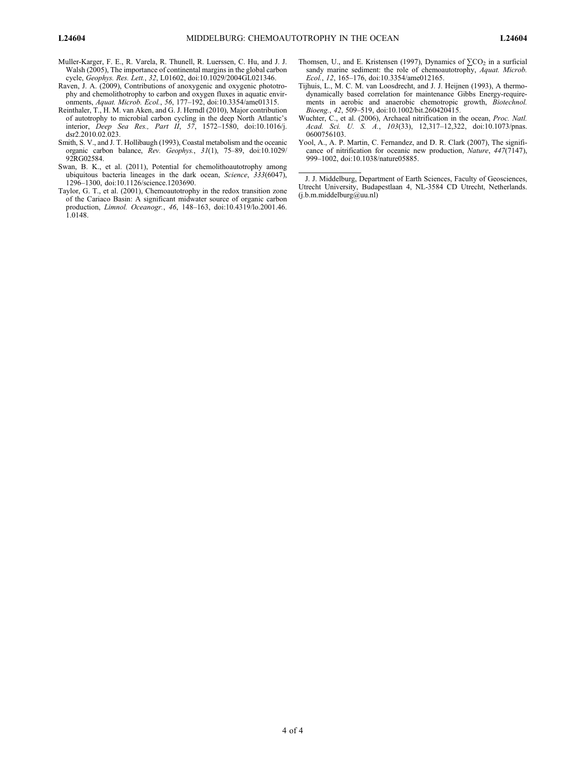Muller-Karger, F. E., R. Varela, R. Thunell, R. Luerssen, C. Hu, and J. J. Walsh (2005), The importance of continental margins in the global carbon cycle, *Geophys. Res. Lett.*, *32*, L01602, doi:10.1029/2004GL021346.

Raven, J. A. (2009), Contributions of anoxygenic and oxygenic phototrophy and chemolithotrophy to carbon and oxygen fluxes in aquatic environments, *Aquat. Microb. Ecol.*, *56*, 177–192, doi:10.3354/ame01315.

Reinthaler, T., H. M. van Aken, and G. J. Herndl (2010), Major contribution of autotrophy to microbial carbon cycling in the deep North Atlantic's interior, *Deep Sea Res., Part II*, *57*, 1572–1580, doi:10.1016/j.dsr2.2010.02.023.

Smith, S. V., and J. T. Hollibaugh (1993), Coastal metabolism and the oceanic organic carbon balance, *Rev. Geophys.*, *31*(1), 75–89, doi:10.1029/92RG02584.

Swan, B. K., et al. (2011), Potential for chemolithoautotrophy among ubiquitous bacteria lineages in the dark ocean, *Science*, *333*(6047), 1296–1300, doi:10.1126/science.1203690.

Taylor, G. T., et al. (2001), Chemoautotrophy in the redox transition zone of the Cariaco Basin: A significant midwater source of organic carbon production, *Limnol. Oceanogr.*, *46*, 148–163, doi:10.4319/lo.2001.46.1.0148.

Thomsen, U., and E. Kristensen (1997), Dynamics of $\sum CO_2$ in a surficial sandy marine sediment: the role of chemoautotrophy, *Aquat. Microb. Ecol.*, *12*, 165–176, doi:10.3354/ame012165.

Tijhuis, L., M. C. M. van Loosdrecht, and J. J. Heijnen (1993), A thermodynamically based correlation for maintenance Gibbs Energy-requirements in aerobic and anaerobic chemotropic growth, *Biotechnol. Bioeng.*, *42*, 509–519, doi:10.1002/bit.260420415.

Wuchter, C., et al. (2006), Archaeal nitrification in the ocean, *Proc. Natl. Acad. Sci. U. S. A.*, *103*(33), 12,317–12,322, doi:10.1073/pnas.0600756103.

Yool, A., A. P. Martin, C. Fernandez, and D. R. Clark (2007), The significance of nitrification for oceanic new production, *Nature*, *447*(7147), 999–1002, doi:10.1038/nature05885.

---

J. J. Middelburg, Department of Earth Sciences, Faculty of Geosciences, Utrecht University, Budapestlaan 4, NL-3584 CD Utrecht, Netherlands. (j.b.m.middelburg@uu.nl)